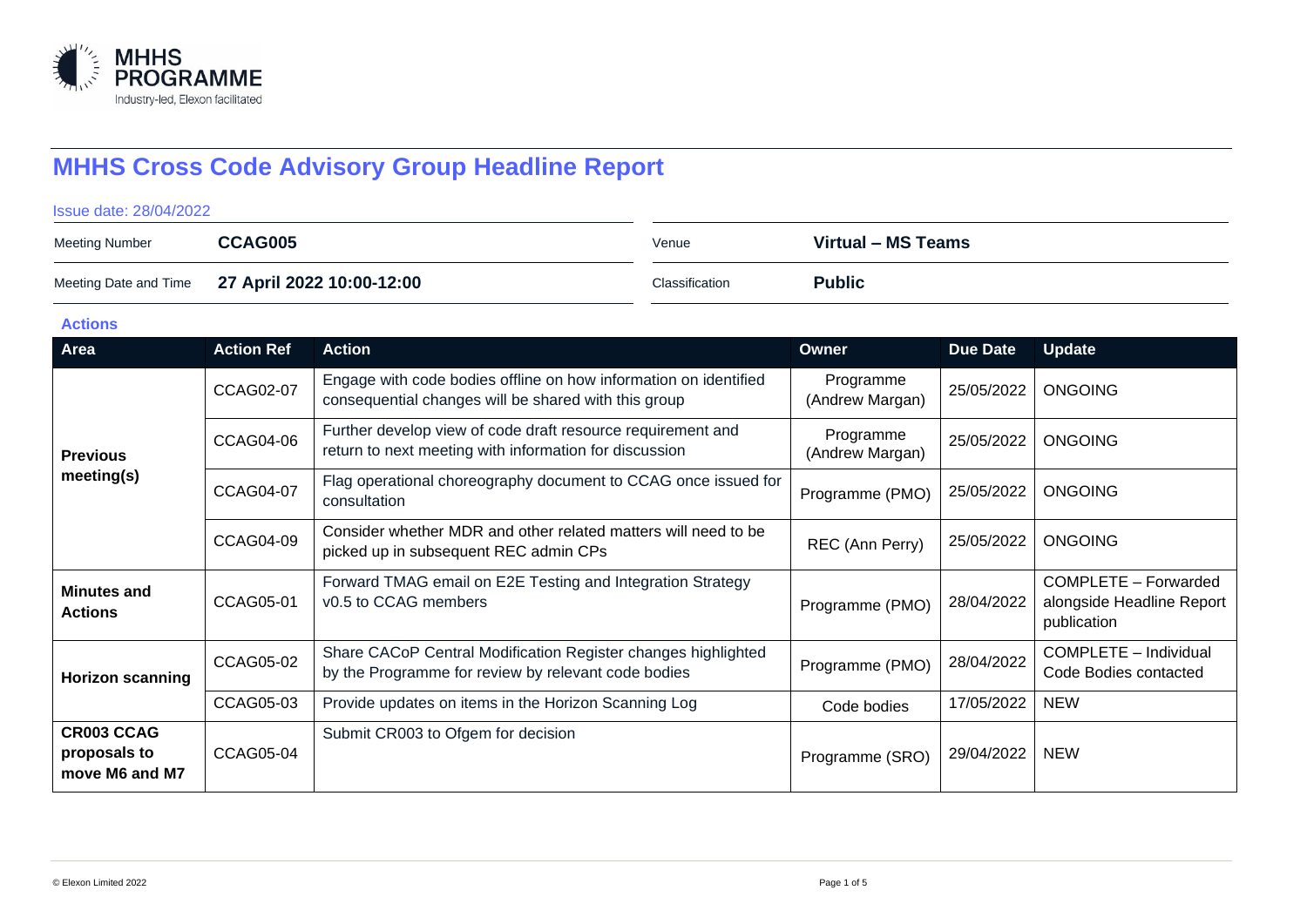MHHS PROGRAMME
Industry-led, Elexon facilitated

# MHHS Cross Code Advisory Group Headline Report

Issue date: 28/04/2022

| Meeting Number | CCAG005 | Venue | Virtual – MS Teams |
|---|---|---|---|
| Meeting Date and Time | 27 April 2022 10:00-12:00 | Classification | Public |

## Actions

| Area | Action Ref | Action | Owner | Due Date | Update |
|---|---|---|---|---|---|
| Previous meeting(s) | CCAG02-07 | Engage with code bodies offline on how information on identified consequential changes will be shared with this group | Programme (Andrew Margan) | 25/05/2022 | ONGOING |
| | CCAG04-06 | Further develop view of code draft resource requirement and return to next meeting with information for discussion | Programme (Andrew Margan) | 25/05/2022 | ONGOING |
| | CCAG04-07 | Flag operational choreography document to CCAG once issued for consultation | Programme (PMO) | 25/05/2022 | ONGOING |
| | CCAG04-09 | Consider whether MDR and other related matters will need to be picked up in subsequent REC admin CPs | REC (Ann Perry) | 25/05/2022 | ONGOING |
| Minutes and Actions | CCAG05-01 | Forward TMAG email on E2E Testing and Integration Strategy v0.5 to CCAG members | Programme (PMO) | 28/04/2022 | COMPLETE – Forwarded alongside Headline Report publication |
| Horizon scanning | CCAG05-02 | Share CACoP Central Modification Register changes highlighted by the Programme for review by relevant code bodies | Programme (PMO) | 28/04/2022 | COMPLETE – Individual Code Bodies contacted |
| | CCAG05-03 | Provide updates on items in the Horizon Scanning Log | Code bodies | 17/05/2022 | NEW |
| CR003 CCAG proposals to move M6 and M7 | CCAG05-04 | Submit CR003 to Ofgem for decision | Programme (SRO) | 29/04/2022 | NEW |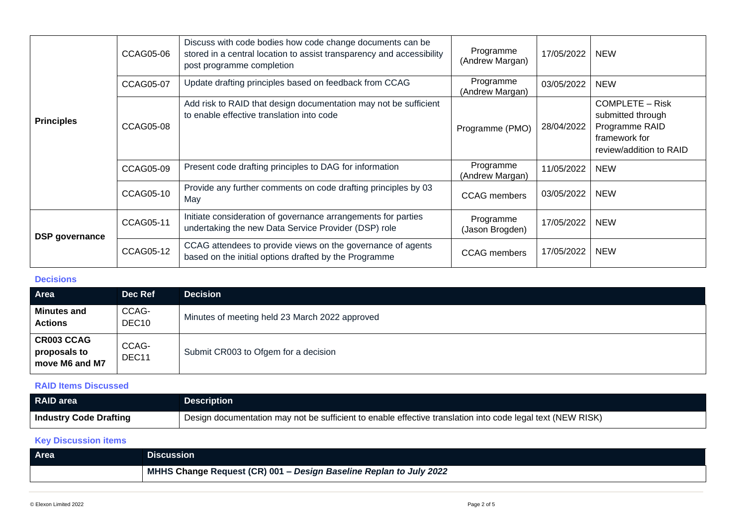| | | | | | |
|---|---|---|---|---|---|
| **Principles** | CCAG05-06 | Discuss with code bodies how code change documents can be stored in a central location to assist transparency and accessibility post programme completion | Programme (Andrew Margan) | 17/05/2022 | NEW |
| | CCAG05-07 | Update drafting principles based on feedback from CCAG | Programme (Andrew Margan) | 03/05/2022 | NEW |
| | CCAG05-08 | Add risk to RAID that design documentation may not be sufficient to enable effective translation into code | Programme (PMO) | 28/04/2022 | COMPLETE – Risk submitted through Programme RAID framework for review/addition to RAID |
| | CCAG05-09 | Present code drafting principles to DAG for information | Programme (Andrew Margan) | 11/05/2022 | NEW |
| | CCAG05-10 | Provide any further comments on code drafting principles by 03 May | CCAG members | 03/05/2022 | NEW |
| **DSP governance** | CCAG05-11 | Initiate consideration of governance arrangements for parties undertaking the new Data Service Provider (DSP) role | Programme (Jason Brogden) | 17/05/2022 | NEW |
| | CCAG05-12 | CCAG attendees to provide views on the governance of agents based on the initial options drafted by the Programme | CCAG members | 17/05/2022 | NEW |

### Decisions

| Area | Dec Ref | Decision |
|---|---|---|
| **Minutes and Actions** | CCAG-DEC10 | Minutes of meeting held 23 March 2022 approved |
| **CR003 CCAG proposals to move M6 and M7** | CCAG-DEC11 | Submit CR003 to Ofgem for a decision |

### RAID Items Discussed

| RAID area | Description |
|---|---|
| **Industry Code Drafting** | Design documentation may not be sufficient to enable effective translation into code legal text (NEW RISK) |

### Key Discussion items

| Area | Discussion |
|---|---|
| | **MHHS Change Request (CR) 001 – *Design Baseline Replan to July 2022*** |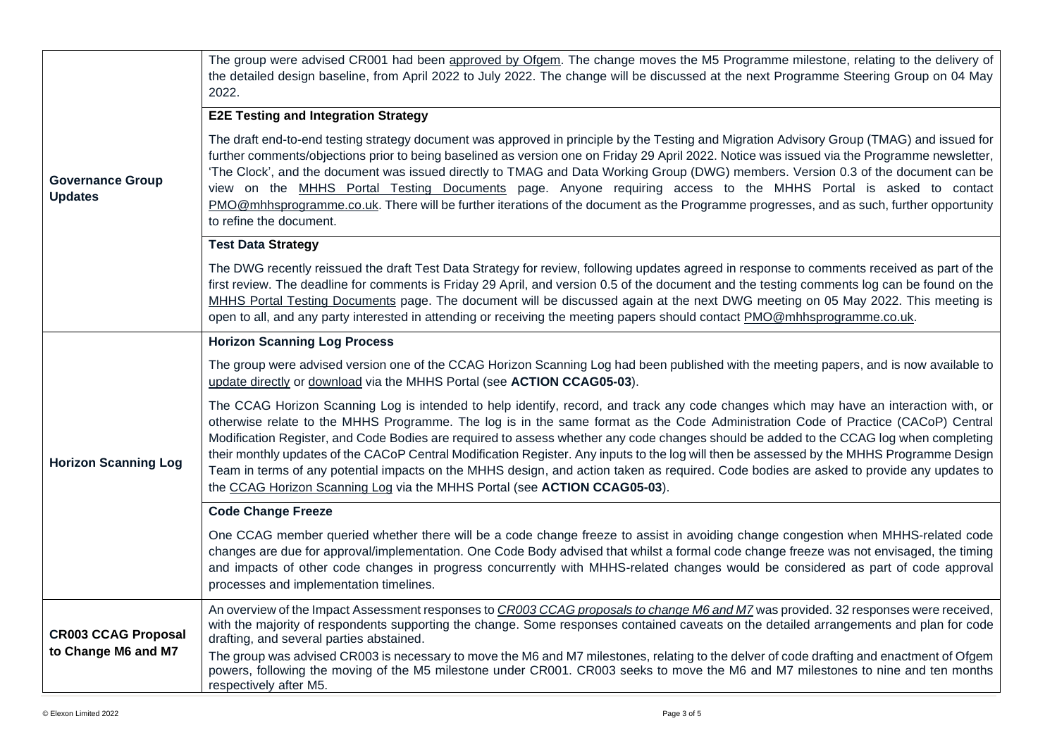| | |
|---|---|
| **Governance Group Updates** | The group were advised CR001 had been approved by Ofgem. The change moves the M5 Programme milestone, relating to the delivery of the detailed design baseline, from April 2022 to July 2022. The change will be discussed at the next Programme Steering Group on 04 May 2022. |
| | **E2E Testing and Integration Strategy** |
| | The draft end-to-end testing strategy document was approved in principle by the Testing and Migration Advisory Group (TMAG) and issued for further comments/objections prior to being baselined as version one on Friday 29 April 2022. Notice was issued via the Programme newsletter, 'The Clock', and the document was issued directly to TMAG and Data Working Group (DWG) members. Version 0.3 of the document can be view on the MHHS Portal Testing Documents page. Anyone requiring access to the MHHS Portal is asked to contact PMO@mhhsprogramme.co.uk. There will be further iterations of the document as the Programme progresses, and as such, further opportunity to refine the document. |
| | **Test Data Strategy** |
| | The DWG recently reissued the draft Test Data Strategy for review, following updates agreed in response to comments received as part of the first review. The deadline for comments is Friday 29 April, and version 0.5 of the document and the testing comments log can be found on the MHHS Portal Testing Documents page. The document will be discussed again at the next DWG meeting on 05 May 2022. This meeting is open to all, and any party interested in attending or receiving the meeting papers should contact PMO@mhhsprogramme.co.uk. |
| **Horizon Scanning Log** | **Horizon Scanning Log Process** |
| | The group were advised version one of the CCAG Horizon Scanning Log had been published with the meeting papers, and is now available to update directly or download via the MHHS Portal (see **ACTION CCAG05-03**). |
| | The CCAG Horizon Scanning Log is intended to help identify, record, and track any code changes which may have an interaction with, or otherwise relate to the MHHS Programme. The log is in the same format as the Code Administration Code of Practice (CACoP) Central Modification Register, and Code Bodies are required to assess whether any code changes should be added to the CCAG log when completing their monthly updates of the CACoP Central Modification Register. Any inputs to the log will then be assessed by the MHHS Programme Design Team in terms of any potential impacts on the MHHS design, and action taken as required. Code bodies are asked to provide any updates to the CCAG Horizon Scanning Log via the MHHS Portal (see **ACTION CCAG05-03**). |
| | **Code Change Freeze** |
| | One CCAG member queried whether there will be a code change freeze to assist in avoiding change congestion when MHHS-related code changes are due for approval/implementation. One Code Body advised that whilst a formal code change freeze was not envisaged, the timing and impacts of other code changes in progress concurrently with MHHS-related changes would be considered as part of code approval processes and implementation timelines. |
| **CR003 CCAG Proposal to Change M6 and M7** | An overview of the Impact Assessment responses to *CR003 CCAG proposals to change M6 and M7* was provided. 32 responses were received, with the majority of respondents supporting the change. Some responses contained caveats on the detailed arrangements and plan for code drafting, and several parties abstained.<br><br>The group was advised CR003 is necessary to move the M6 and M7 milestones, relating to the delver of code drafting and enactment of Ofgem powers, following the moving of the M5 milestone under CR001. CR003 seeks to move the M6 and M7 milestones to nine and ten months respectively after M5. |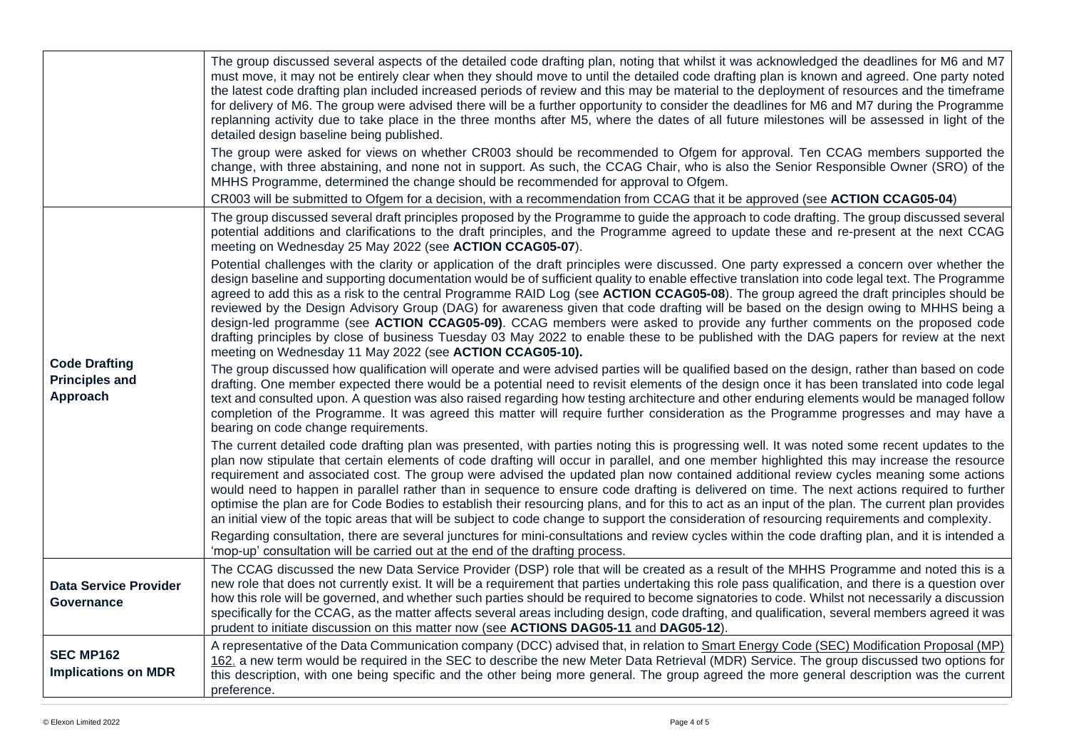| | |
|---|---|
| | The group discussed several aspects of the detailed code drafting plan, noting that whilst it was acknowledged the deadlines for M6 and M7 must move, it may not be entirely clear when they should move to until the detailed code drafting plan is known and agreed. One party noted the latest code drafting plan included increased periods of review and this may be material to the deployment of resources and the timeframe for delivery of M6. The group were advised there will be a further opportunity to consider the deadlines for M6 and M7 during the Programme replanning activity due to take place in the three months after M5, where the dates of all future milestones will be assessed in light of the detailed design baseline being published.<br><br>The group were asked for views on whether CR003 should be recommended to Ofgem for approval. Ten CCAG members supported the change, with three abstaining, and none not in support. As such, the CCAG Chair, who is also the Senior Responsible Owner (SRO) of the MHHS Programme, determined the change should be recommended for approval to Ofgem.<br><br>CR003 will be submitted to Ofgem for a decision, with a recommendation from CCAG that it be approved (see **ACTION CCAG05-04**) |
| **Code Drafting Principles and Approach** | The group discussed several draft principles proposed by the Programme to guide the approach to code drafting. The group discussed several potential additions and clarifications to the draft principles, and the Programme agreed to update these and re-present at the next CCAG meeting on Wednesday 25 May 2022 (see **ACTION CCAG05-07**).<br><br>Potential challenges with the clarity or application of the draft principles were discussed. One party expressed a concern over whether the design baseline and supporting documentation would be of sufficient quality to enable effective translation into code legal text. The Programme agreed to add this as a risk to the central Programme RAID Log (see **ACTION CCAG05-08**). The group agreed the draft principles should be reviewed by the Design Advisory Group (DAG) for awareness given that code drafting will be based on the design owing to MHHS being a design-led programme (see **ACTION CCAG05-09)**. CCAG members were asked to provide any further comments on the proposed code drafting principles by close of business Tuesday 03 May 2022 to enable these to be published with the DAG papers for review at the next meeting on Wednesday 11 May 2022 (see **ACTION CCAG05-10).**<br><br>The group discussed how qualification will operate and were advised parties will be qualified based on the design, rather than based on code drafting. One member expected there would be a potential need to revisit elements of the design once it has been translated into code legal text and consulted upon. A question was also raised regarding how testing architecture and other enduring elements would be managed follow completion of the Programme. It was agreed this matter will require further consideration as the Programme progresses and may have a bearing on code change requirements.<br><br>The current detailed code drafting plan was presented, with parties noting this is progressing well. It was noted some recent updates to the plan now stipulate that certain elements of code drafting will occur in parallel, and one member highlighted this may increase the resource requirement and associated cost. The group were advised the updated plan now contained additional review cycles meaning some actions would need to happen in parallel rather than in sequence to ensure code drafting is delivered on time. The next actions required to further optimise the plan are for Code Bodies to establish their resourcing plans, and for this to act as an input of the plan. The current plan provides an initial view of the topic areas that will be subject to code change to support the consideration of resourcing requirements and complexity.<br><br>Regarding consultation, there are several junctures for mini-consultations and review cycles within the code drafting plan, and it is intended a 'mop-up' consultation will be carried out at the end of the drafting process. |
| **Data Service Provider Governance** | The CCAG discussed the new Data Service Provider (DSP) role that will be created as a result of the MHHS Programme and noted this is a new role that does not currently exist. It will be a requirement that parties undertaking this role pass qualification, and there is a question over how this role will be governed, and whether such parties should be required to become signatories to code. Whilst not necessarily a discussion specifically for the CCAG, as the matter affects several areas including design, code drafting, and qualification, several members agreed it was prudent to initiate discussion on this matter now (see **ACTIONS DAG05-11** and **DAG05-12**). |
| **SEC MP162 Implications on MDR** | A representative of the Data Communication company (DCC) advised that, in relation to Smart Energy Code (SEC) Modification Proposal (MP) 162, a new term would be required in the SEC to describe the new Meter Data Retrieval (MDR) Service. The group discussed two options for this description, with one being specific and the other being more general. The group agreed the more general description was the current preference. |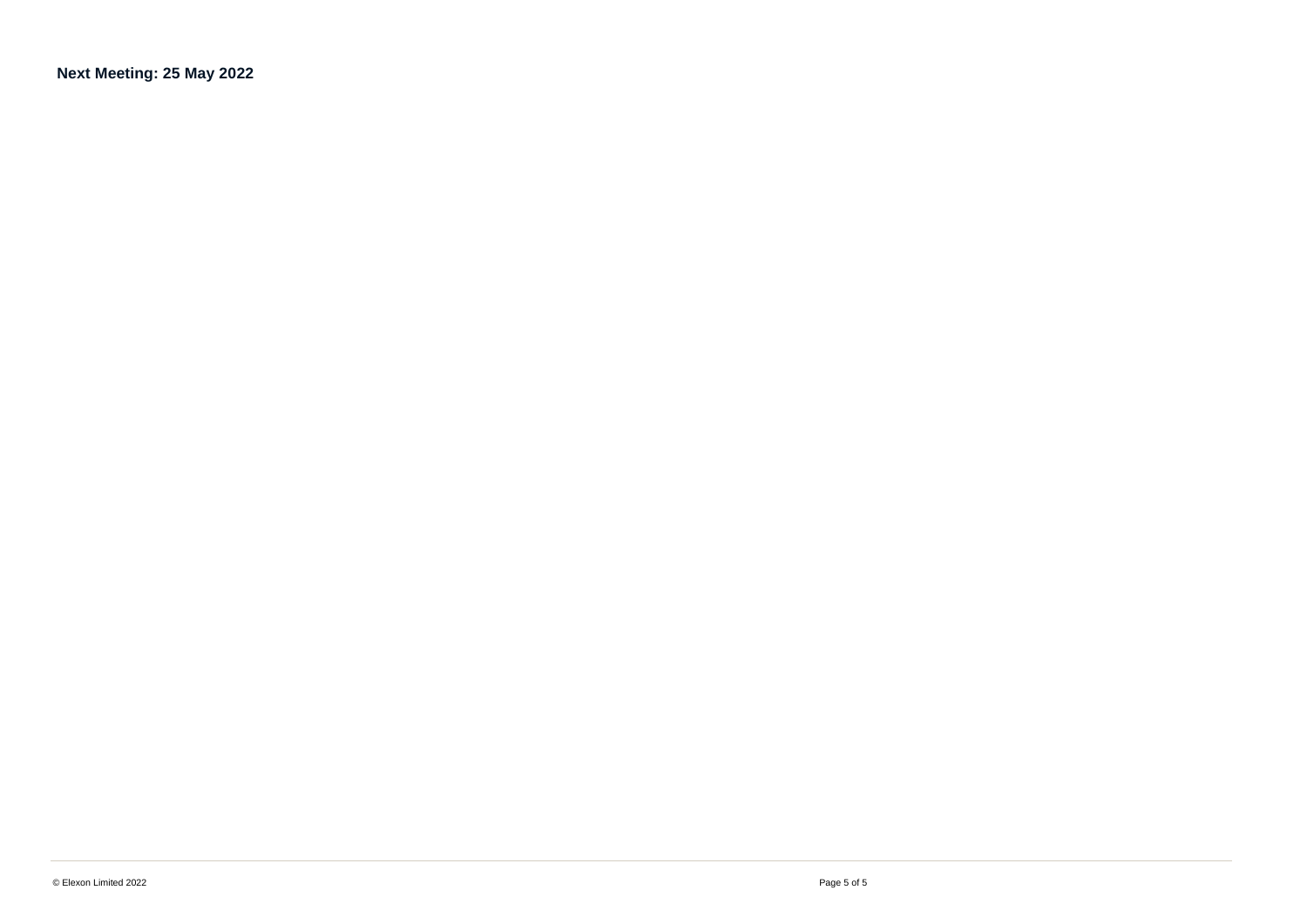**Next Meeting: 25 May 2022**